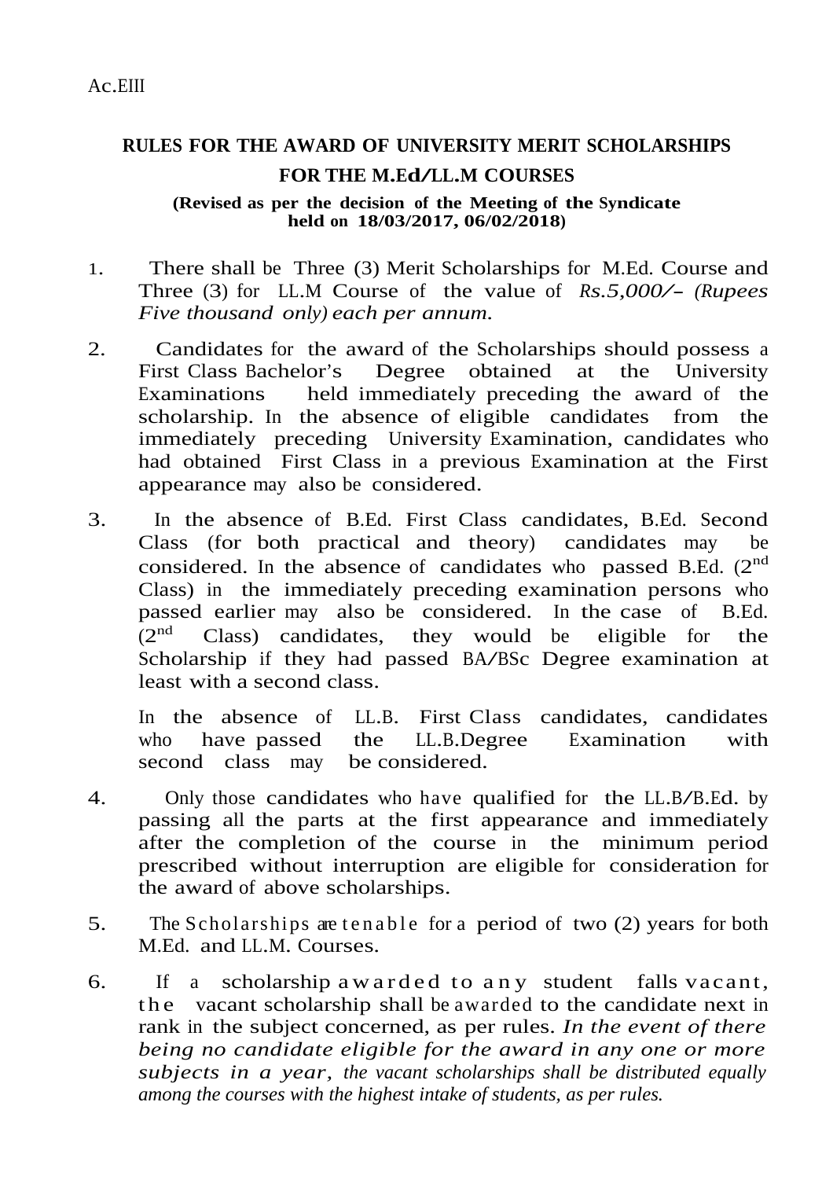Ac.EIII

## RULES FOR THE AWARD OF UNIVERSITY MERIT SCHOLARSHIPS FOR THE M.Ed/LL.M COURSES

**(Revised as per the decision of the Meeting of the Syndicate held on 18/03/2017, 06/02/2018)**

1. There shall be Three (3) Merit Scholarships for M.Ed. Course and Three (3) for LL.M Course of the value of *Rs.5,000/- (Rupees Five thousand only) each per annum.*

2. Candidates for the award of the Scholarships should possess a First Class Bachelor's Degree obtained at the University Examinations held immediately preceding the award of the scholarship. In the absence of eligible candidates from the immediately preceding University Examination, candidates who had obtained First Class in a previous Examination at the First appearance may also be considered.

3. In the absence of B.Ed. First Class candidates, B.Ed. Second Class (for both practical and theory) candidates may be considered. In the absence of candidates who passed B.Ed. (2nd Class) in the immediately preceding examination persons who passed earlier may also be considered. In the case of B.Ed. (2nd Class) candidates, they would be eligible for the Scholarship if they had passed BA/BSc Degree examination at least with a second class.

   In the absence of LL.B. First Class candidates, candidates who have passed the LL.B.Degree Examination with second class may be considered.

4. Only those candidates who have qualified for the LL.B/B.Ed. by passing all the parts at the first appearance and immediately after the completion of the course in the minimum period prescribed without interruption are eligible for consideration for the award of above scholarships.

5. The Scholarships are tenable for a period of two (2) years for both M.Ed. and LL.M. Courses.

6. If a scholarship awarded to any student falls vacant, the vacant scholarship shall be awarded to the candidate next in rank in the subject concerned, as per rules. *In the event of there being no candidate eligible for the award in any one or more subjects in a year, the vacant scholarships shall be distributed equally among the courses with the highest intake of students, as per rules.*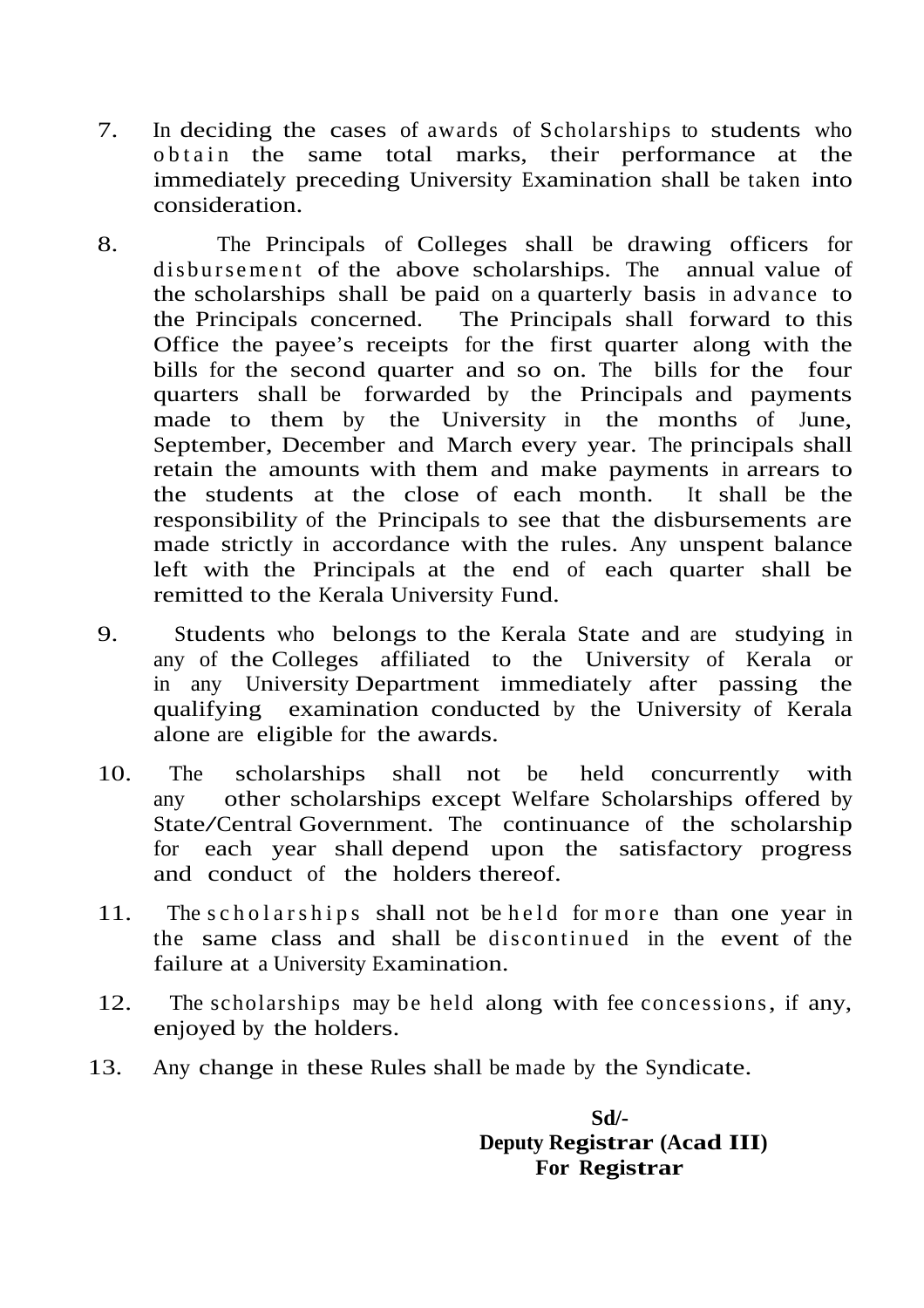7. In deciding the cases of awards of Scholarships to students who obtain the same total marks, their performance at the immediately preceding University Examination shall be taken into consideration.

8. The Principals of Colleges shall be drawing officers for disbursement of the above scholarships. The annual value of the scholarships shall be paid on a quarterly basis in advance to the Principals concerned. The Principals shall forward to this Office the payee's receipts for the first quarter along with the bills for the second quarter and so on. The bills for the four quarters shall be forwarded by the Principals and payments made to them by the University in the months of June, September, December and March every year. The principals shall retain the amounts with them and make payments in arrears to the students at the close of each month. It shall be the responsibility of the Principals to see that the disbursements are made strictly in accordance with the rules. Any unspent balance left with the Principals at the end of each quarter shall be remitted to the Kerala University Fund.

9. Students who belongs to the Kerala State and are studying in any of the Colleges affiliated to the University of Kerala or in any University Department immediately after passing the qualifying examination conducted by the University of Kerala alone are eligible for the awards.

10. The scholarships shall not be held concurrently with any other scholarships except Welfare Scholarships offered by State/Central Government. The continuance of the scholarship for each year shall depend upon the satisfactory progress and conduct of the holders thereof.

11. The scholarships shall not be held for more than one year in the same class and shall be discontinued in the event of the failure at a University Examination.

12. The scholarships may be held along with fee concessions, if any, enjoyed by the holders.

13. Any change in these Rules shall be made by the Syndicate.

**Sd/-**
**Deputy Registrar (Acad III)**
**For Registrar**